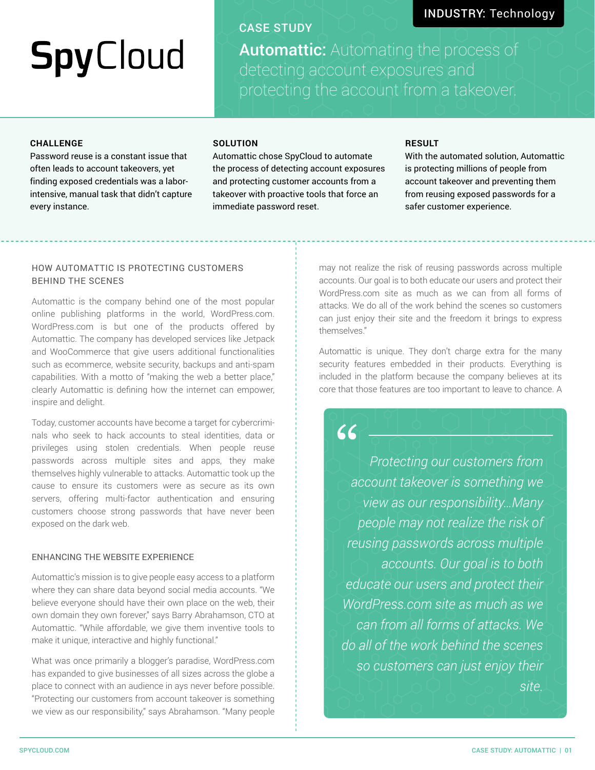SpyCloud

**INDUSTRY:** Technology

CASE STUDY

# **Automattic:** Automating the process of detecting account exposures and protecting the account from a takeover.

**CHALLENGE**

Password reuse is a constant issue that often leads to account takeovers, yet finding exposed credentials was a labor-intensive, manual task that didn't capture every instance.

**SOLUTION**

Automattic chose SpyCloud to automate the process of detecting account exposures and protecting customer accounts from a takeover with proactive tools that force an immediate password reset.

**RESULT**

With the automated solution, Automattic is protecting millions of people from account takeover and preventing them from reusing exposed passwords for a safer customer experience.

## HOW AUTOMATTIC IS PROTECTING CUSTOMERS BEHIND THE SCENES

Automattic is the company behind one of the most popular online publishing platforms in the world, WordPress.com. WordPress.com is but one of the products offered by Automattic. The company has developed services like Jetpack and WooCommerce that give users additional functionalities such as ecommerce, website security, backups and anti-spam capabilities. With a motto of "making the web a better place," clearly Automattic is defining how the internet can empower, inspire and delight.

Today, customer accounts have become a target for cybercriminals who seek to hack accounts to steal identities, data or privileges using stolen credentials. When people reuse passwords across multiple sites and apps, they make themselves highly vulnerable to attacks. Automattic took up the cause to ensure its customers were as secure as its own servers, offering multi-factor authentication and ensuring customers choose strong passwords that have never been exposed on the dark web.

## ENHANCING THE WEBSITE EXPERIENCE

Automattic's mission is to give people easy access to a platform where they can share data beyond social media accounts. "We believe everyone should have their own place on the web, their own domain they own forever," says Barry Abrahamson, CTO at Automattic. "While affordable, we give them inventive tools to make it unique, interactive and highly functional."

What was once primarily a blogger's paradise, WordPress.com has expanded to give businesses of all sizes across the globe a place to connect with an audience in ays never before possible. "Protecting our customers from account takeover is something we view as our responsibility," says Abrahamson. "Many people may not realize the risk of reusing passwords across multiple accounts. Our goal is to both educate our users and protect their WordPress.com site as much as we can from all forms of attacks. We do all of the work behind the scenes so customers can just enjoy their site and the freedom it brings to express themselves."

Automattic is unique. They don't charge extra for the many security features embedded in their products. Everything is included in the platform because the company believes at its core that those features are too important to leave to chance. A

> *Protecting our customers from account takeover is something we view as our responsibility...Many people may not realize the risk of reusing passwords across multiple accounts. Our goal is to both educate our users and protect their WordPress.com site as much as we can from all forms of attacks. We do all of the work behind the scenes so customers can just enjoy their site.*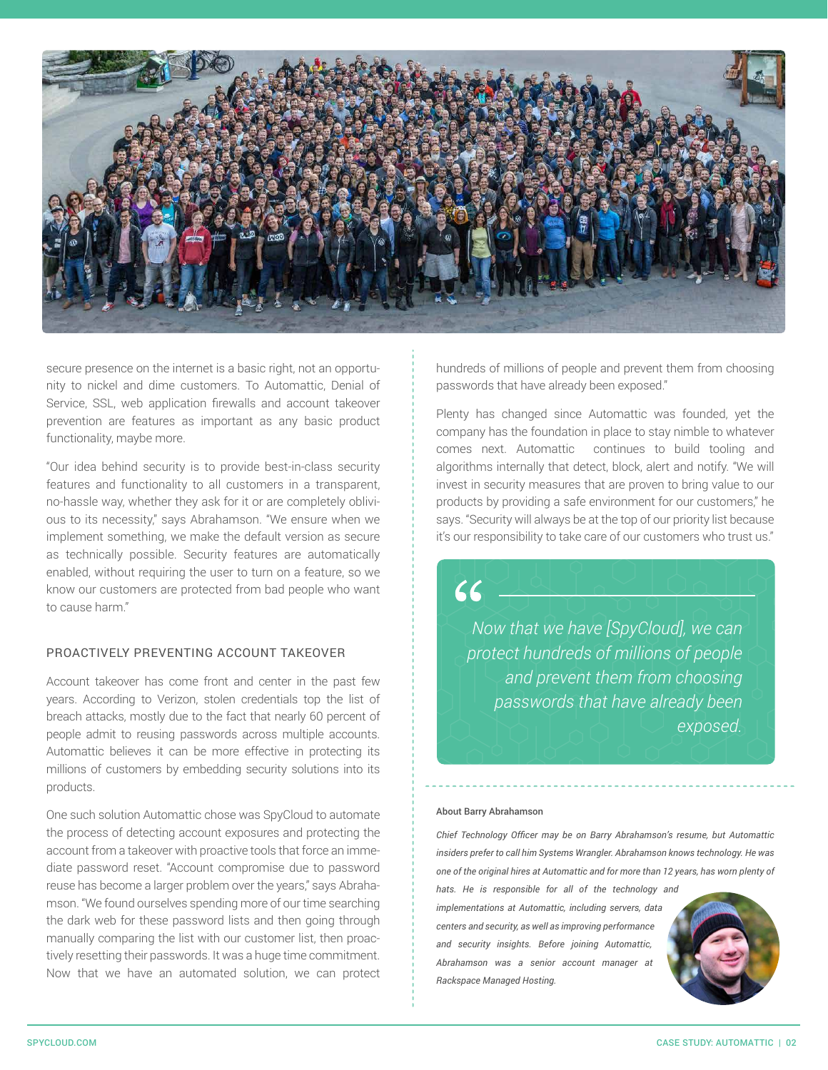secure presence on the internet is a basic right, not an opportunity to nickel and dime customers. To Automattic, Denial of Service, SSL, web application firewalls and account takeover prevention are features as important as any basic product functionality, maybe more.

"Our idea behind security is to provide best-in-class security features and functionality to all customers in a transparent, no-hassle way, whether they ask for it or are completely oblivious to its necessity," says Abrahamson. "We ensure when we implement something, we make the default version as secure as technically possible. Security features are automatically enabled, without requiring the user to turn on a feature, so we know our customers are protected from bad people who want to cause harm."

## PROACTIVELY PREVENTING ACCOUNT TAKEOVER

Account takeover has come front and center in the past few years. According to Verizon, stolen credentials top the list of breach attacks, mostly due to the fact that nearly 60 percent of people admit to reusing passwords across multiple accounts. Automattic believes it can be more effective in protecting its millions of customers by embedding security solutions into its products.

One such solution Automattic chose was SpyCloud to automate the process of detecting account exposures and protecting the account from a takeover with proactive tools that force an immediate password reset. "Account compromise due to password reuse has become a larger problem over the years," says Abrahamson. "We found ourselves spending more of our time searching the dark web for these password lists and then going through manually comparing the list with our customer list, then proactively resetting their passwords. It was a huge time commitment. Now that we have an automated solution, we can protect hundreds of millions of people and prevent them from choosing passwords that have already been exposed."

Plenty has changed since Automattic was founded, yet the company has the foundation in place to stay nimble to whatever comes next. Automattic continues to build tooling and algorithms internally that detect, block, alert and notify. "We will invest in security measures that are proven to bring value to our products by providing a safe environment for our customers," he says. "Security will always be at the top of our priority list because it's our responsibility to take care of our customers who trust us."

> *Now that we have [SpyCloud], we can protect hundreds of millions of people and prevent them from choosing passwords that have already been exposed.*

**About Barry Abrahamson**

*Chief Technology Officer may be on Barry Abrahamson's resume, but Automattic insiders prefer to call him Systems Wrangler. Abrahamson knows technology. He was one of the original hires at Automattic and for more than 12 years, has worn plenty of hats. He is responsible for all of the technology and implementations at Automattic, including servers, data centers and security, as well as improving performance and security insights. Before joining Automattic, Abrahamson was a senior account manager at Rackspace Managed Hosting.*